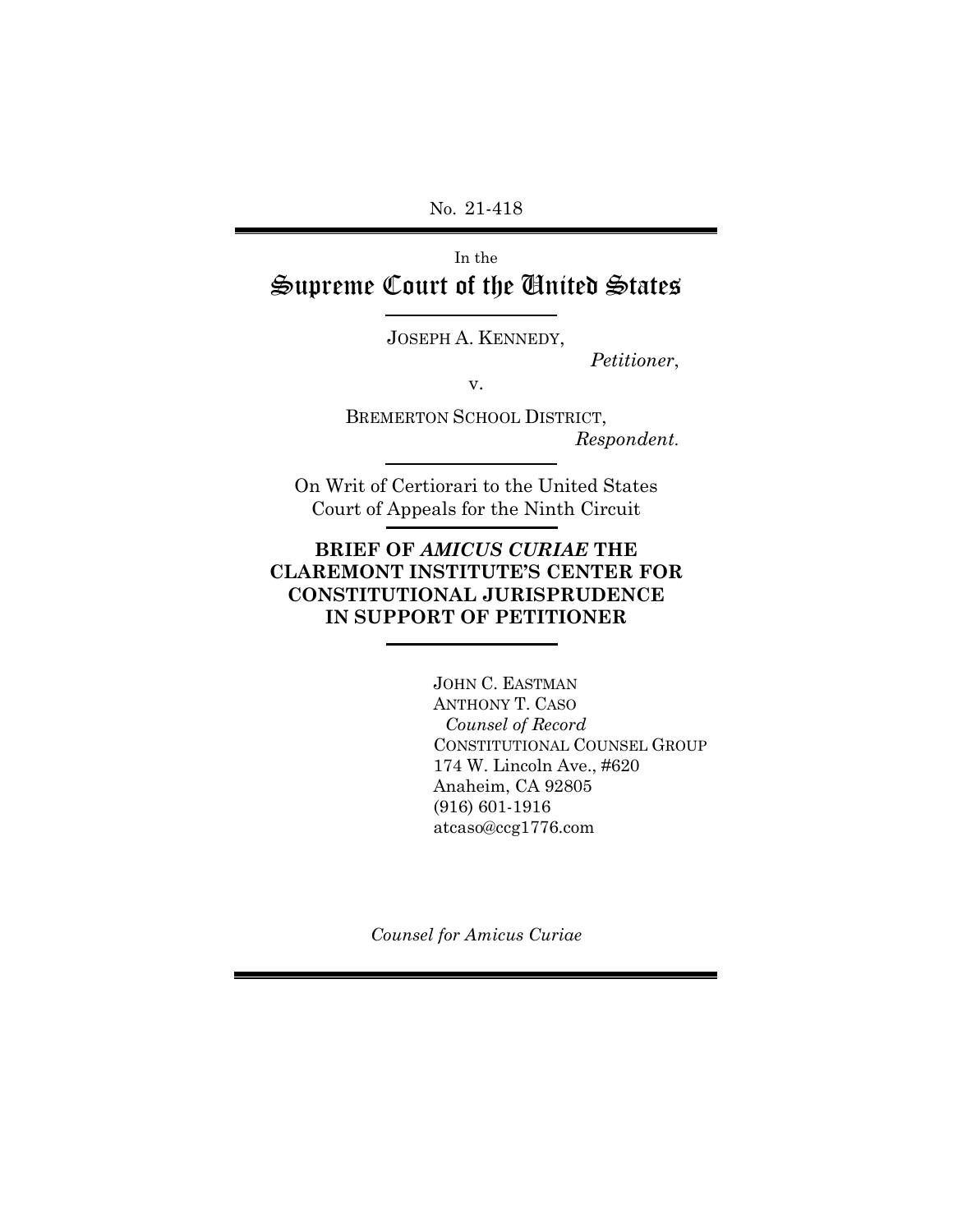No. 21-418

In the

# Supreme Court of the United States

JOSEPH A. KENNEDY,

*Petitioner*,

v.

BREMERTON SCHOOL DISTRICT,

*Respondent.*

On Writ of Certiorari to the United States Court of Appeals for the Ninth Circuit

**BRIEF OF *AMICUS CURIAE* THE CLAREMONT INSTITUTE'S CENTER FOR CONSTITUTIONAL JURISPRUDENCE IN SUPPORT OF PETITIONER**

JOHN C. EASTMAN
ANTHONY T. CASO
*Counsel of Record*
CONSTITUTIONAL COUNSEL GROUP
174 W. Lincoln Ave., #620
Anaheim, CA 92805
(916) 601-1916
atcaso@ccg1776.com

*Counsel for Amicus Curiae*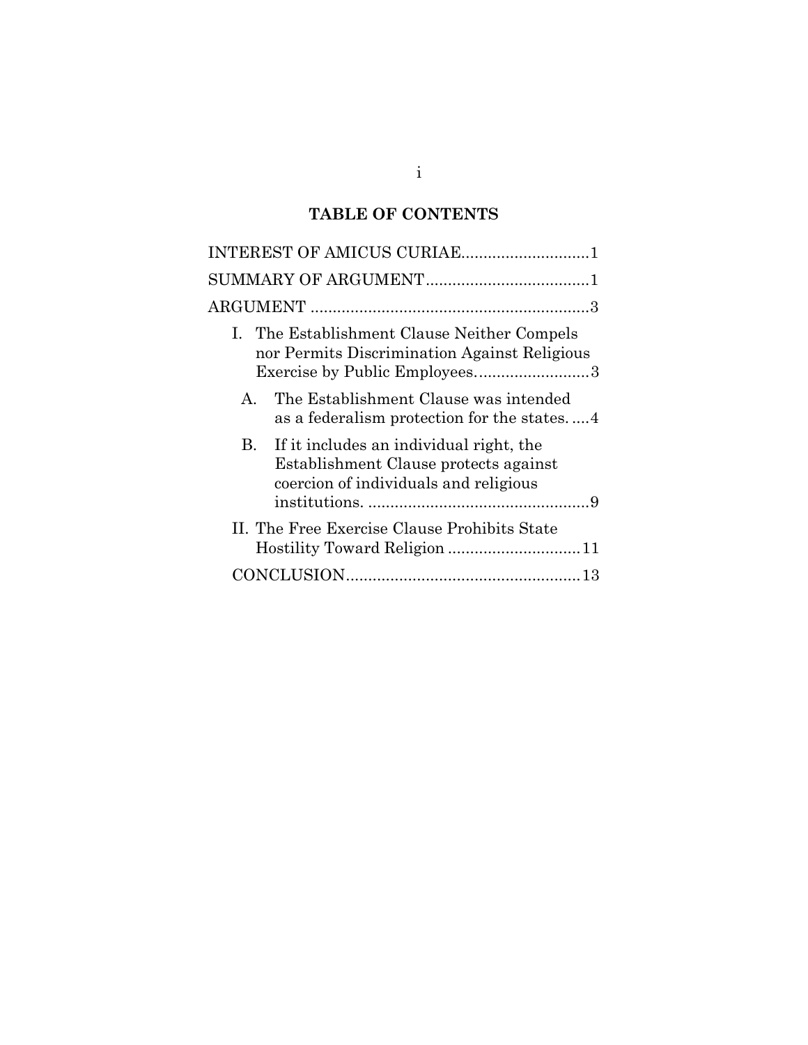# TABLE OF CONTENTS

INTEREST OF AMICUS CURIAE............................1

SUMMARY OF ARGUMENT....................................1

ARGUMENT ...............................................................3

- I. The Establishment Clause Neither Compels nor Permits Discrimination Against Religious Exercise by Public Employees..........................3
  - A. The Establishment Clause was intended as a federalism protection for the states. ....4
  - B. If it includes an individual right, the Establishment Clause protects against coercion of individuals and religious institutions. ..................................................9
- II. The Free Exercise Clause Prohibits State Hostility Toward Religion ..............................11

CONCLUSION.....................................................13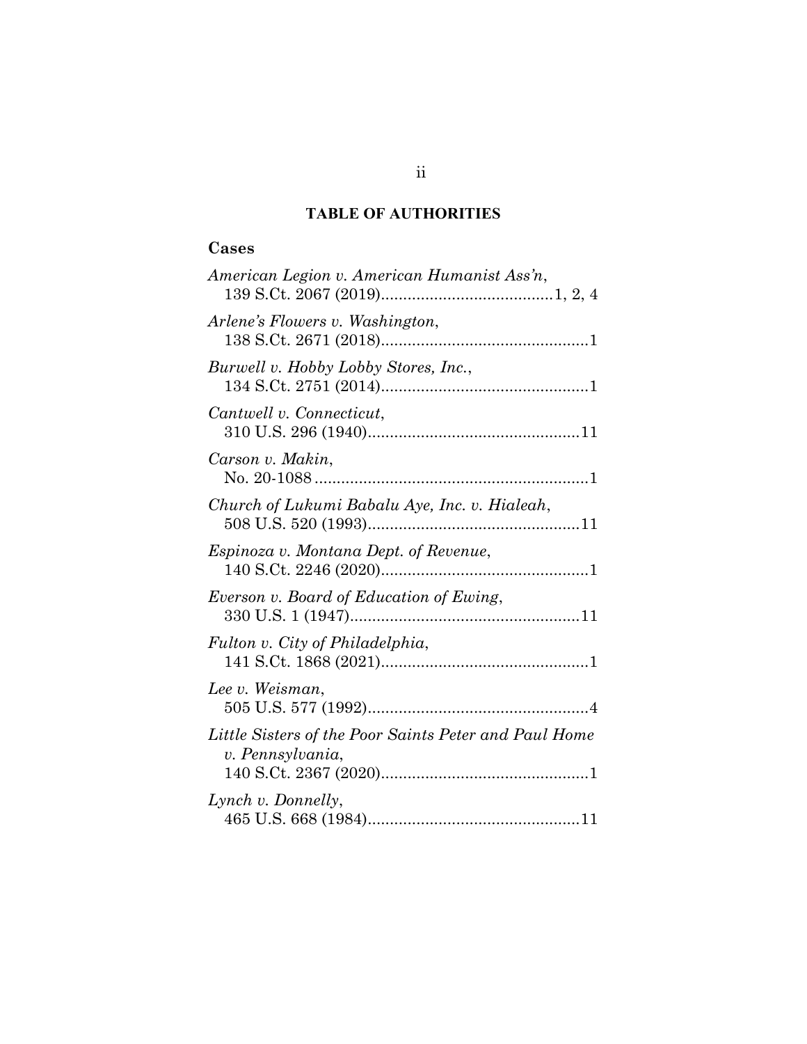## TABLE OF AUTHORITIES

### Cases

*American Legion v. American Humanist Ass'n*, 139 S.Ct. 2067 (2019).......................................1, 2, 4

*Arlene's Flowers v. Washington*, 138 S.Ct. 2671 (2018)...............................................1

*Burwell v. Hobby Lobby Stores, Inc.*, 134 S.Ct. 2751 (2014)...............................................1

*Cantwell v. Connecticut*, 310 U.S. 296 (1940)................................................11

*Carson v. Makin*, No. 20-1088 .............................................................1

*Church of Lukumi Babalu Aye, Inc. v. Hialeah*, 508 U.S. 520 (1993)................................................11

*Espinoza v. Montana Dept. of Revenue*, 140 S.Ct. 2246 (2020)...............................................1

*Everson v. Board of Education of Ewing*, 330 U.S. 1 (1947)....................................................11

*Fulton v. City of Philadelphia*, 141 S.Ct. 1868 (2021)...............................................1

*Lee v. Weisman*, 505 U.S. 577 (1992)..................................................4

*Little Sisters of the Poor Saints Peter and Paul Home v. Pennsylvania*, 140 S.Ct. 2367 (2020)...............................................1

*Lynch v. Donnelly*, 465 U.S. 668 (1984)................................................11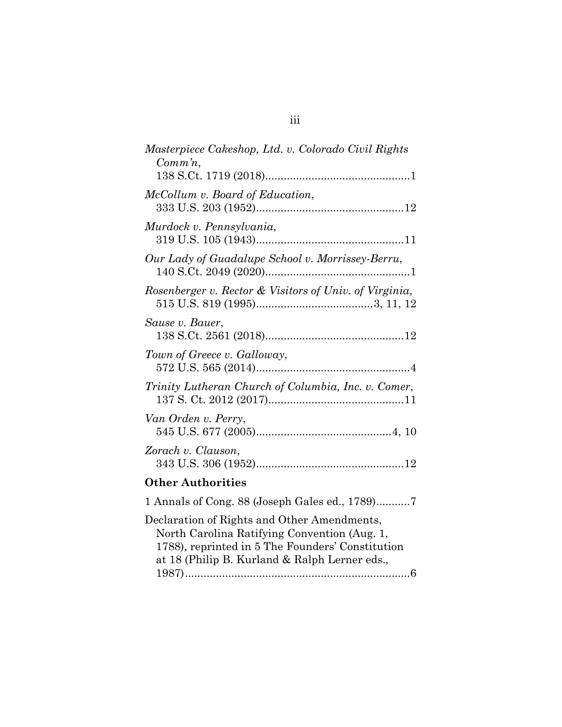*Masterpiece Cakeshop, Ltd. v. Colorado Civil Rights Comm'n*,
138 S.Ct. 1719 (2018)...............................................1

*McCollum v. Board of Education*,
333 U.S. 203 (1952)................................................12

*Murdock v. Pennsylvania*,
319 U.S. 105 (1943)................................................11

*Our Lady of Guadalupe School v. Morrissey-Berru*,
140 S.Ct. 2049 (2020)...............................................1

*Rosenberger v. Rector & Visitors of Univ. of Virginia*,
515 U.S. 819 (1995)......................................3, 11, 12

*Sause v. Bauer*,
138 S.Ct. 2561 (2018).............................................12

*Town of Greece v. Galloway*,
572 U.S. 565 (2014)..................................................4

*Trinity Lutheran Church of Columbia, Inc. v. Comer*,
137 S. Ct. 2012 (2017)............................................11

*Van Orden v. Perry*,
545 U.S. 677 (2005)............................................4, 10

*Zorach v. Clauson*,
343 U.S. 306 (1952)................................................12

**Other Authorities**

1 Annals of Cong. 88 (Joseph Gales ed., 1789)...........7

Declaration of Rights and Other Amendments, North Carolina Ratifying Convention (Aug. 1, 1788), reprinted in 5 The Founders' Constitution at 18 (Philip B. Kurland & Ralph Lerner eds., 1987).........................................................................6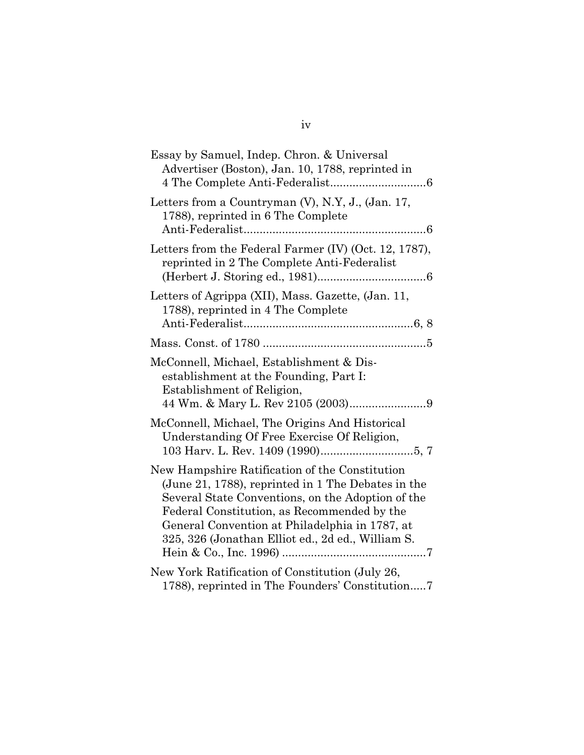Essay by Samuel, Indep. Chron. & Universal Advertiser (Boston), Jan. 10, 1788, reprinted in 4 The Complete Anti-Federalist..............................6

Letters from a Countryman (V), N.Y, J., (Jan. 17, 1788), reprinted in 6 The Complete Anti-Federalist.........................................................6

Letters from the Federal Farmer (IV) (Oct. 12, 1787), reprinted in 2 The Complete Anti-Federalist (Herbert J. Storing ed., 1981)..................................6

Letters of Agrippa (XII), Mass. Gazette, (Jan. 11, 1788), reprinted in 4 The Complete Anti-Federalist.....................................................6, 8

Mass. Const. of 1780 ...................................................5

McConnell, Michael, Establishment & Dis-establishment at the Founding, Part I: Establishment of Religion, 44 Wm. & Mary L. Rev 2105 (2003)........................9

McConnell, Michael, The Origins And Historical Understanding Of Free Exercise Of Religion, 103 Harv. L. Rev. 1409 (1990).............................5, 7

New Hampshire Ratification of the Constitution (June 21, 1788), reprinted in 1 The Debates in the Several State Conventions, on the Adoption of the Federal Constitution, as Recommended by the General Convention at Philadelphia in 1787, at 325, 326 (Jonathan Elliot ed., 2d ed., William S. Hein & Co., Inc. 1996) .............................................7

New York Ratification of Constitution (July 26, 1788), reprinted in The Founders' Constitution.....7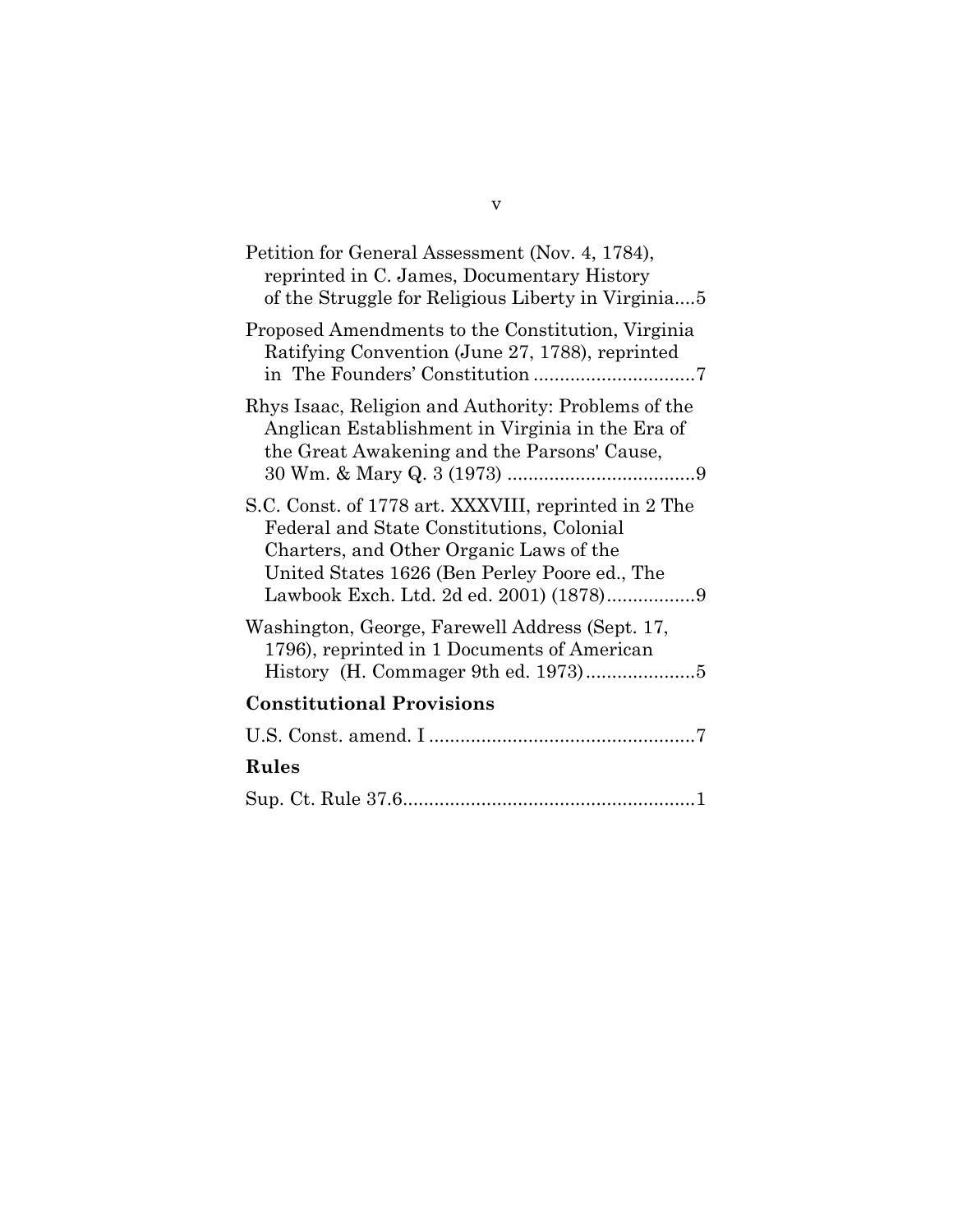Petition for General Assessment (Nov. 4, 1784), reprinted in C. James, Documentary History of the Struggle for Religious Liberty in Virginia....5

Proposed Amendments to the Constitution, Virginia Ratifying Convention (June 27, 1788), reprinted in The Founders' Constitution ...............................7

Rhys Isaac, Religion and Authority: Problems of the Anglican Establishment in Virginia in the Era of the Great Awakening and the Parsons' Cause, 30 Wm. & Mary Q. 3 (1973) ....................................9

S.C. Const. of 1778 art. XXXVIII, reprinted in 2 The Federal and State Constitutions, Colonial Charters, and Other Organic Laws of the United States 1626 (Ben Perley Poore ed., The Lawbook Exch. Ltd. 2d ed. 2001) (1878).................9

Washington, George, Farewell Address (Sept. 17, 1796), reprinted in 1 Documents of American History (H. Commager 9th ed. 1973).....................5

## Constitutional Provisions

U.S. Const. amend. I ...................................................7

## Rules

Sup. Ct. Rule 37.6........................................................1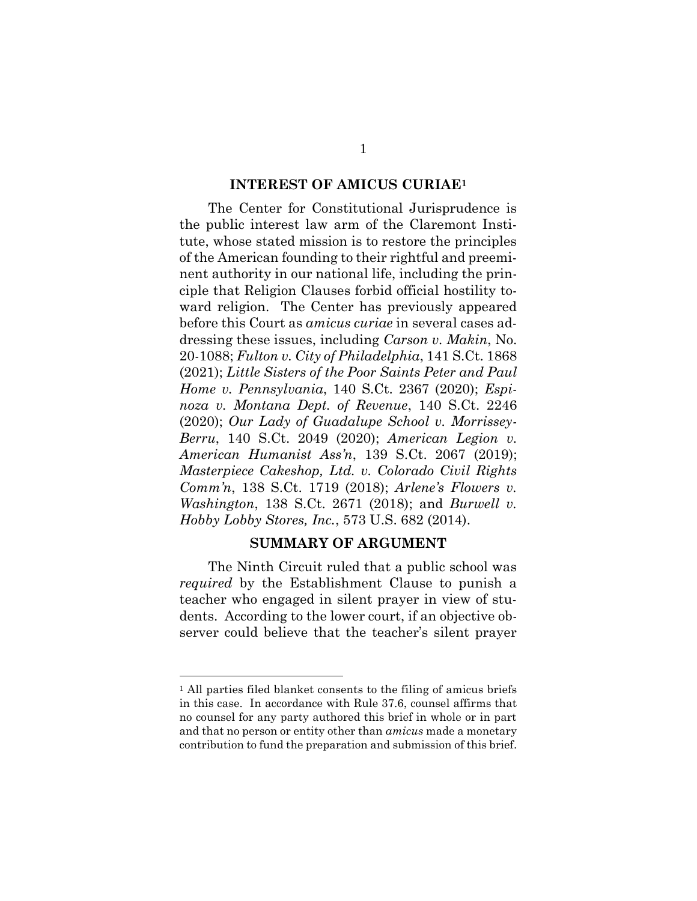## INTEREST OF AMICUS CURIAE[1]

The Center for Constitutional Jurisprudence is the public interest law arm of the Claremont Institute, whose stated mission is to restore the principles of the American founding to their rightful and preeminent authority in our national life, including the principle that Religion Clauses forbid official hostility toward religion. The Center has previously appeared before this Court as *amicus curiae* in several cases addressing these issues, including *Carson v. Makin*, No. 20-1088; *Fulton v. City of Philadelphia*, 141 S.Ct. 1868 (2021); *Little Sisters of the Poor Saints Peter and Paul Home v. Pennsylvania*, 140 S.Ct. 2367 (2020); *Espinoza v. Montana Dept. of Revenue*, 140 S.Ct. 2246 (2020); *Our Lady of Guadalupe School v. Morrissey-Berru*, 140 S.Ct. 2049 (2020); *American Legion v. American Humanist Ass'n*, 139 S.Ct. 2067 (2019); *Masterpiece Cakeshop, Ltd. v. Colorado Civil Rights Comm'n*, 138 S.Ct. 1719 (2018); *Arlene's Flowers v. Washington*, 138 S.Ct. 2671 (2018); and *Burwell v. Hobby Lobby Stores, Inc.*, 573 U.S. 682 (2014).

## SUMMARY OF ARGUMENT

The Ninth Circuit ruled that a public school was *required* by the Establishment Clause to punish a teacher who engaged in silent prayer in view of students. According to the lower court, if an objective observer could believe that the teacher's silent prayer

---

[1] All parties filed blanket consents to the filing of amicus briefs in this case. In accordance with Rule 37.6, counsel affirms that no counsel for any party authored this brief in whole or in part and that no person or entity other than *amicus* made a monetary contribution to fund the preparation and submission of this brief.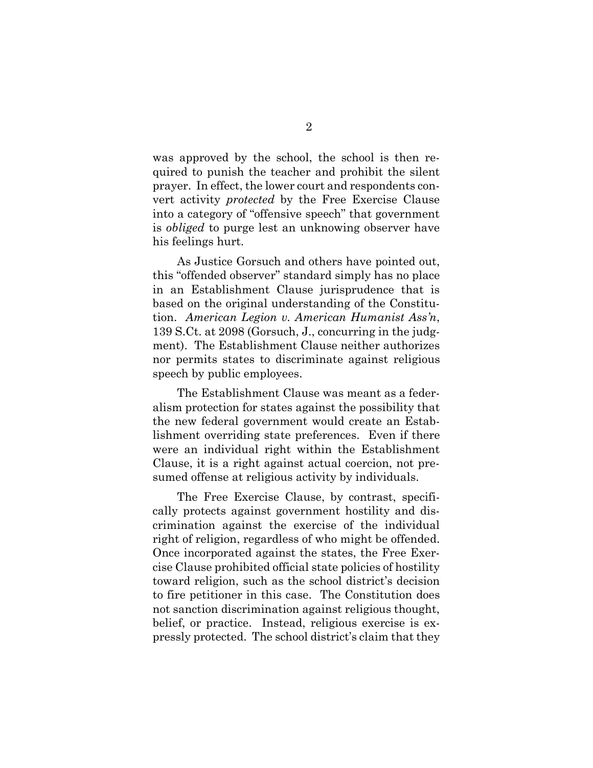was approved by the school, the school is then required to punish the teacher and prohibit the silent prayer. In effect, the lower court and respondents convert activity *protected* by the Free Exercise Clause into a category of "offensive speech" that government is *obliged* to purge lest an unknowing observer have his feelings hurt.

As Justice Gorsuch and others have pointed out, this "offended observer" standard simply has no place in an Establishment Clause jurisprudence that is based on the original understanding of the Constitution. *American Legion v. American Humanist Ass'n*, 139 S.Ct. at 2098 (Gorsuch, J., concurring in the judgment). The Establishment Clause neither authorizes nor permits states to discriminate against religious speech by public employees.

The Establishment Clause was meant as a federalism protection for states against the possibility that the new federal government would create an Establishment overriding state preferences. Even if there were an individual right within the Establishment Clause, it is a right against actual coercion, not presumed offense at religious activity by individuals.

The Free Exercise Clause, by contrast, specifically protects against government hostility and discrimination against the exercise of the individual right of religion, regardless of who might be offended. Once incorporated against the states, the Free Exercise Clause prohibited official state policies of hostility toward religion, such as the school district's decision to fire petitioner in this case. The Constitution does not sanction discrimination against religious thought, belief, or practice. Instead, religious exercise is expressly protected. The school district's claim that they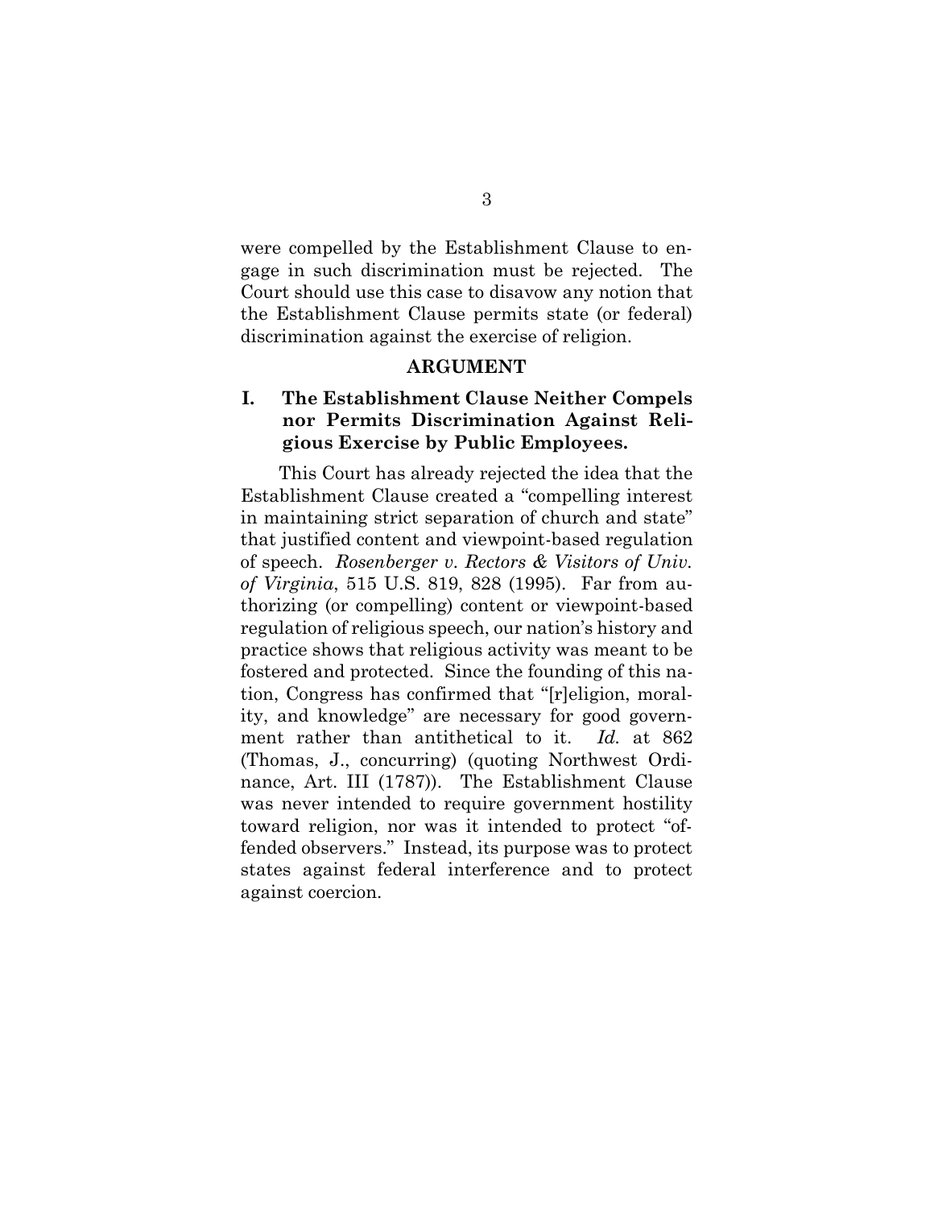were compelled by the Establishment Clause to engage in such discrimination must be rejected. The Court should use this case to disavow any notion that the Establishment Clause permits state (or federal) discrimination against the exercise of religion.

## ARGUMENT

### I. The Establishment Clause Neither Compels nor Permits Discrimination Against Religious Exercise by Public Employees.

This Court has already rejected the idea that the Establishment Clause created a "compelling interest in maintaining strict separation of church and state" that justified content and viewpoint-based regulation of speech. *Rosenberger v. Rectors & Visitors of Univ. of Virginia*, 515 U.S. 819, 828 (1995). Far from authorizing (or compelling) content or viewpoint-based regulation of religious speech, our nation's history and practice shows that religious activity was meant to be fostered and protected. Since the founding of this nation, Congress has confirmed that "[r]eligion, morality, and knowledge" are necessary for good government rather than antithetical to it. *Id.* at 862 (Thomas, J., concurring) (quoting Northwest Ordinance, Art. III (1787)). The Establishment Clause was never intended to require government hostility toward religion, nor was it intended to protect "offended observers." Instead, its purpose was to protect states against federal interference and to protect against coercion.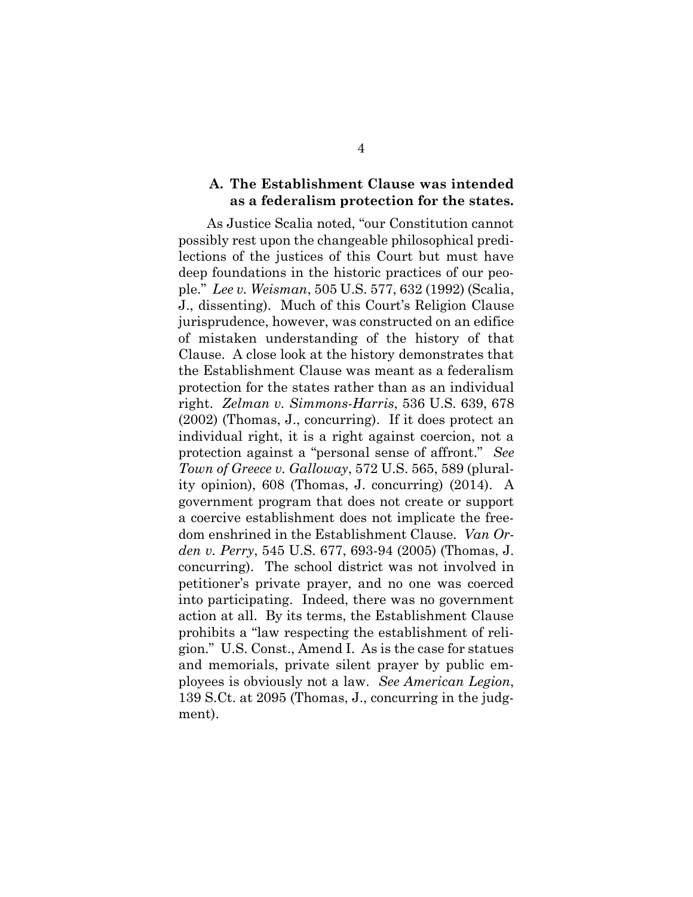### A. The Establishment Clause was intended as a federalism protection for the states.

As Justice Scalia noted, "our Constitution cannot possibly rest upon the changeable philosophical predilections of the justices of this Court but must have deep foundations in the historic practices of our people." *Lee v. Weisman*, 505 U.S. 577, 632 (1992) (Scalia, J., dissenting). Much of this Court's Religion Clause jurisprudence, however, was constructed on an edifice of mistaken understanding of the history of that Clause. A close look at the history demonstrates that the Establishment Clause was meant as a federalism protection for the states rather than as an individual right. *Zelman v. Simmons-Harris*, 536 U.S. 639, 678 (2002) (Thomas, J., concurring). If it does protect an individual right, it is a right against coercion, not a protection against a "personal sense of affront." *See Town of Greece v. Galloway*, 572 U.S. 565, 589 (plurality opinion), 608 (Thomas, J. concurring) (2014). A government program that does not create or support a coercive establishment does not implicate the freedom enshrined in the Establishment Clause. *Van Orden v. Perry*, 545 U.S. 677, 693-94 (2005) (Thomas, J. concurring). The school district was not involved in petitioner's private prayer, and no one was coerced into participating. Indeed, there was no government action at all. By its terms, the Establishment Clause prohibits a "law respecting the establishment of religion." U.S. Const., Amend I. As is the case for statues and memorials, private silent prayer by public employees is obviously not a law. *See American Legion*, 139 S.Ct. at 2095 (Thomas, J., concurring in the judgment).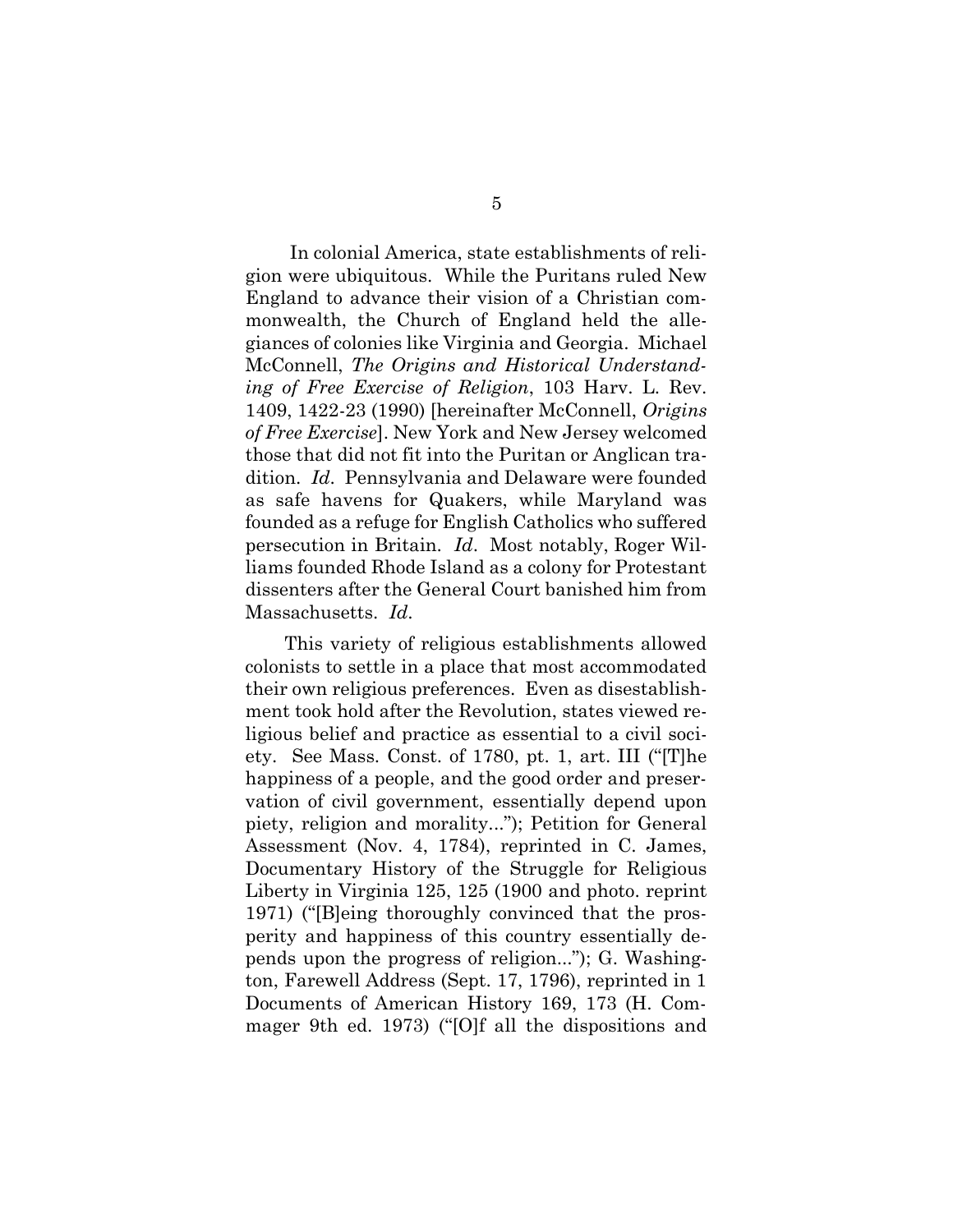In colonial America, state establishments of religion were ubiquitous. While the Puritans ruled New England to advance their vision of a Christian commonwealth, the Church of England held the allegiances of colonies like Virginia and Georgia. Michael McConnell, *The Origins and Historical Understanding of Free Exercise of Religion*, 103 Harv. L. Rev. 1409, 1422-23 (1990) [hereinafter McConnell, *Origins of Free Exercise*]. New York and New Jersey welcomed those that did not fit into the Puritan or Anglican tradition. *Id*. Pennsylvania and Delaware were founded as safe havens for Quakers, while Maryland was founded as a refuge for English Catholics who suffered persecution in Britain. *Id*. Most notably, Roger Williams founded Rhode Island as a colony for Protestant dissenters after the General Court banished him from Massachusetts. *Id*.

This variety of religious establishments allowed colonists to settle in a place that most accommodated their own religious preferences. Even as disestablishment took hold after the Revolution, states viewed religious belief and practice as essential to a civil society. See Mass. Const. of 1780, pt. 1, art. III ("[T]he happiness of a people, and the good order and preservation of civil government, essentially depend upon piety, religion and morality..."); Petition for General Assessment (Nov. 4, 1784), reprinted in C. James, Documentary History of the Struggle for Religious Liberty in Virginia 125, 125 (1900 and photo. reprint 1971) ("[B]eing thoroughly convinced that the prosperity and happiness of this country essentially depends upon the progress of religion..."); G. Washington, Farewell Address (Sept. 17, 1796), reprinted in 1 Documents of American History 169, 173 (H. Commager 9th ed. 1973) ("[O]f all the dispositions and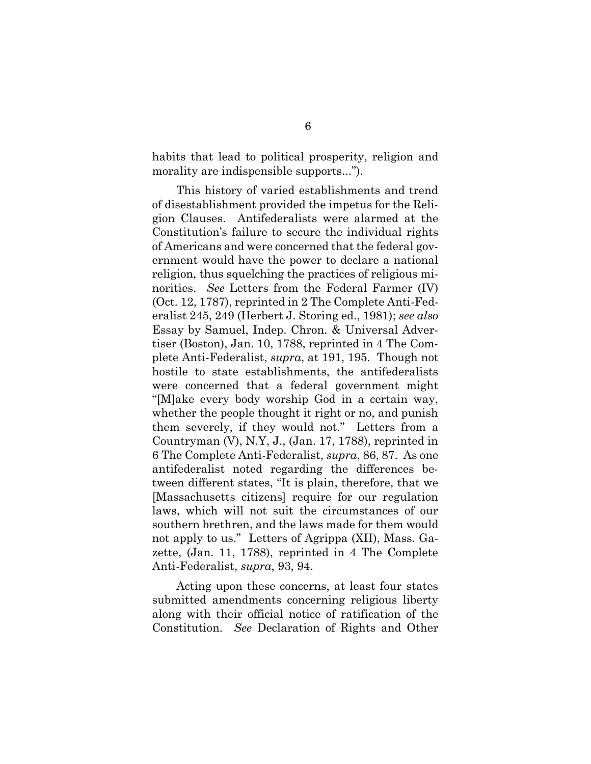habits that lead to political prosperity, religion and morality are indispensible supports...").

This history of varied establishments and trend of disestablishment provided the impetus for the Religion Clauses. Antifederalists were alarmed at the Constitution's failure to secure the individual rights of Americans and were concerned that the federal government would have the power to declare a national religion, thus squelching the practices of religious minorities. *See* Letters from the Federal Farmer (IV) (Oct. 12, 1787), reprinted in 2 The Complete Anti-Federalist 245, 249 (Herbert J. Storing ed., 1981); *see also* Essay by Samuel, Indep. Chron. & Universal Advertiser (Boston), Jan. 10, 1788, reprinted in 4 The Complete Anti-Federalist, *supra*, at 191, 195. Though not hostile to state establishments, the antifederalists were concerned that a federal government might "[M]ake every body worship God in a certain way, whether the people thought it right or no, and punish them severely, if they would not." Letters from a Countryman (V), N.Y, J., (Jan. 17, 1788), reprinted in 6 The Complete Anti-Federalist, *supra*, 86, 87. As one antifederalist noted regarding the differences between different states, "It is plain, therefore, that we [Massachusetts citizens] require for our regulation laws, which will not suit the circumstances of our southern brethren, and the laws made for them would not apply to us." Letters of Agrippa (XII), Mass. Gazette, (Jan. 11, 1788), reprinted in 4 The Complete Anti-Federalist, *supra*, 93, 94.

Acting upon these concerns, at least four states submitted amendments concerning religious liberty along with their official notice of ratification of the Constitution. *See* Declaration of Rights and Other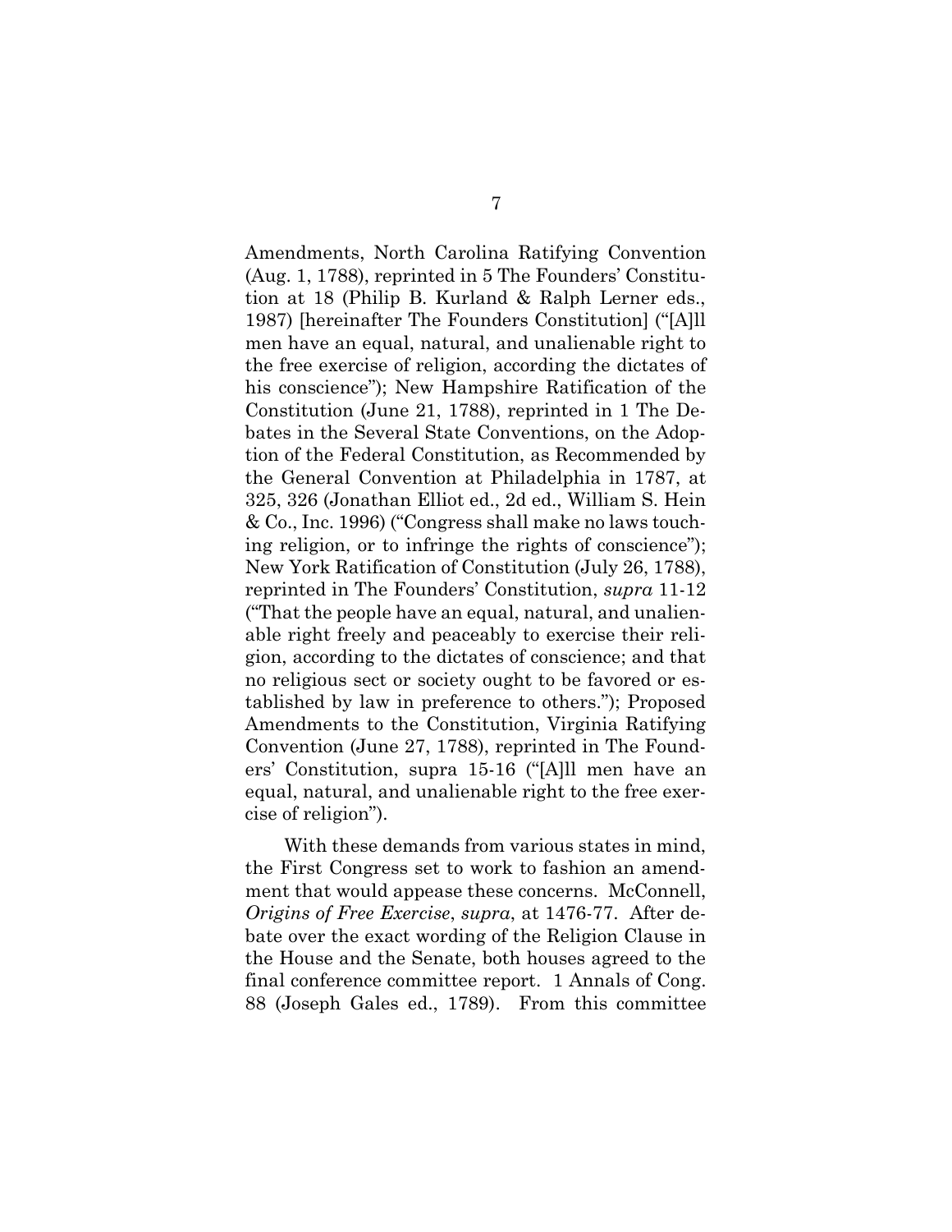Amendments, North Carolina Ratifying Convention (Aug. 1, 1788), reprinted in 5 The Founders' Constitution at 18 (Philip B. Kurland & Ralph Lerner eds., 1987) [hereinafter The Founders Constitution] ("[A]ll men have an equal, natural, and unalienable right to the free exercise of religion, according the dictates of his conscience"); New Hampshire Ratification of the Constitution (June 21, 1788), reprinted in 1 The Debates in the Several State Conventions, on the Adoption of the Federal Constitution, as Recommended by the General Convention at Philadelphia in 1787, at 325, 326 (Jonathan Elliot ed., 2d ed., William S. Hein & Co., Inc. 1996) ("Congress shall make no laws touching religion, or to infringe the rights of conscience"); New York Ratification of Constitution (July 26, 1788), reprinted in The Founders' Constitution, *supra* 11-12 ("That the people have an equal, natural, and unalienable right freely and peaceably to exercise their religion, according to the dictates of conscience; and that no religious sect or society ought to be favored or established by law in preference to others."); Proposed Amendments to the Constitution, Virginia Ratifying Convention (June 27, 1788), reprinted in The Founders' Constitution, supra 15-16 ("[A]ll men have an equal, natural, and unalienable right to the free exercise of religion").

With these demands from various states in mind, the First Congress set to work to fashion an amendment that would appease these concerns. McConnell, *Origins of Free Exercise*, *supra*, at 1476-77. After debate over the exact wording of the Religion Clause in the House and the Senate, both houses agreed to the final conference committee report. 1 Annals of Cong. 88 (Joseph Gales ed., 1789). From this committee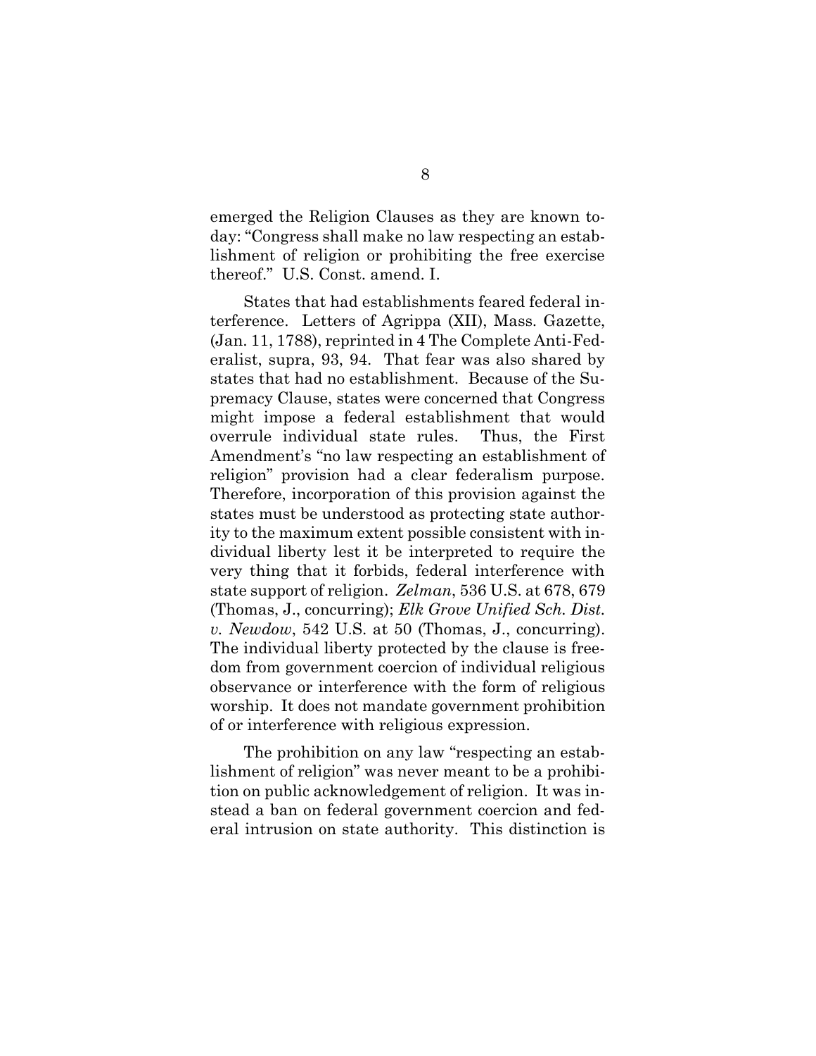emerged the Religion Clauses as they are known today: "Congress shall make no law respecting an establishment of religion or prohibiting the free exercise thereof." U.S. Const. amend. I.

States that had establishments feared federal interference. Letters of Agrippa (XII), Mass. Gazette, (Jan. 11, 1788), reprinted in 4 The Complete Anti-Federalist, supra, 93, 94. That fear was also shared by states that had no establishment. Because of the Supremacy Clause, states were concerned that Congress might impose a federal establishment that would overrule individual state rules. Thus, the First Amendment's "no law respecting an establishment of religion" provision had a clear federalism purpose. Therefore, incorporation of this provision against the states must be understood as protecting state authority to the maximum extent possible consistent with individual liberty lest it be interpreted to require the very thing that it forbids, federal interference with state support of religion. *Zelman*, 536 U.S. at 678, 679 (Thomas, J., concurring); *Elk Grove Unified Sch. Dist. v. Newdow*, 542 U.S. at 50 (Thomas, J., concurring). The individual liberty protected by the clause is freedom from government coercion of individual religious observance or interference with the form of religious worship. It does not mandate government prohibition of or interference with religious expression.

The prohibition on any law "respecting an establishment of religion" was never meant to be a prohibition on public acknowledgement of religion. It was instead a ban on federal government coercion and federal intrusion on state authority. This distinction is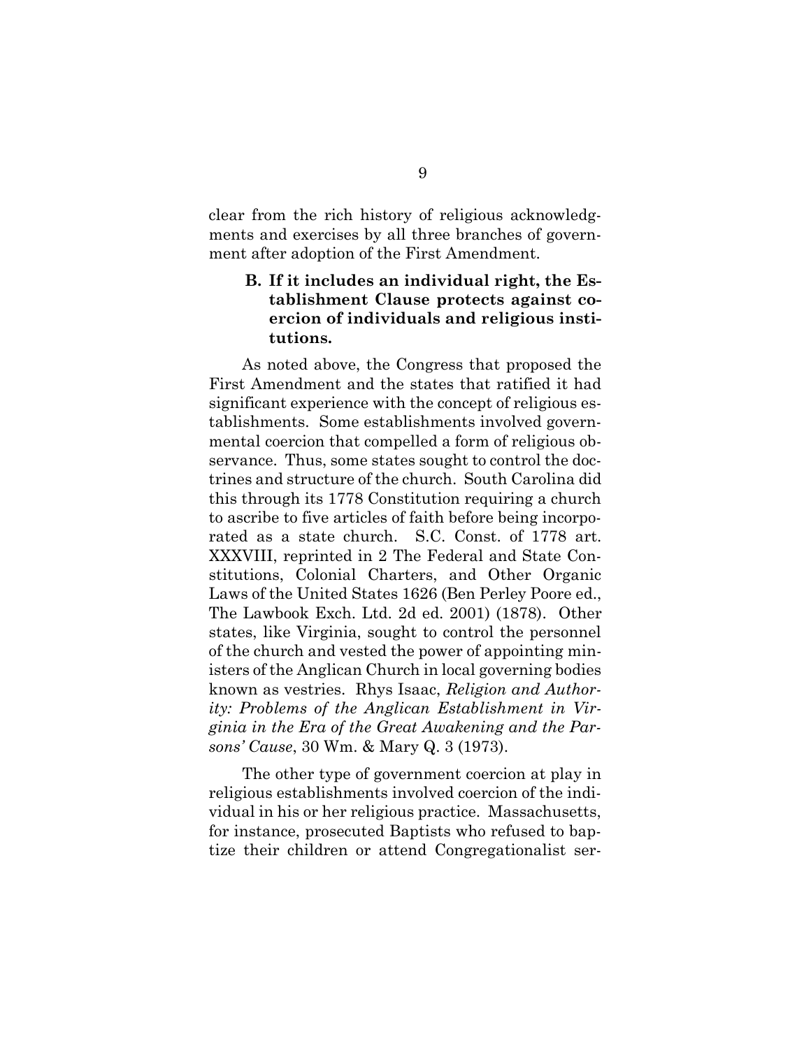clear from the rich history of religious acknowledgments and exercises by all three branches of government after adoption of the First Amendment.

### B. If it includes an individual right, the Establishment Clause protects against coercion of individuals and religious institutions.

As noted above, the Congress that proposed the First Amendment and the states that ratified it had significant experience with the concept of religious establishments. Some establishments involved governmental coercion that compelled a form of religious observance. Thus, some states sought to control the doctrines and structure of the church. South Carolina did this through its 1778 Constitution requiring a church to ascribe to five articles of faith before being incorporated as a state church. S.C. Const. of 1778 art. XXXVIII, reprinted in 2 The Federal and State Constitutions, Colonial Charters, and Other Organic Laws of the United States 1626 (Ben Perley Poore ed., The Lawbook Exch. Ltd. 2d ed. 2001) (1878). Other states, like Virginia, sought to control the personnel of the church and vested the power of appointing ministers of the Anglican Church in local governing bodies known as vestries. Rhys Isaac, *Religion and Authority: Problems of the Anglican Establishment in Virginia in the Era of the Great Awakening and the Parsons' Cause*, 30 Wm. & Mary Q. 3 (1973).

The other type of government coercion at play in religious establishments involved coercion of the individual in his or her religious practice. Massachusetts, for instance, prosecuted Baptists who refused to baptize their children or attend Congregationalist ser-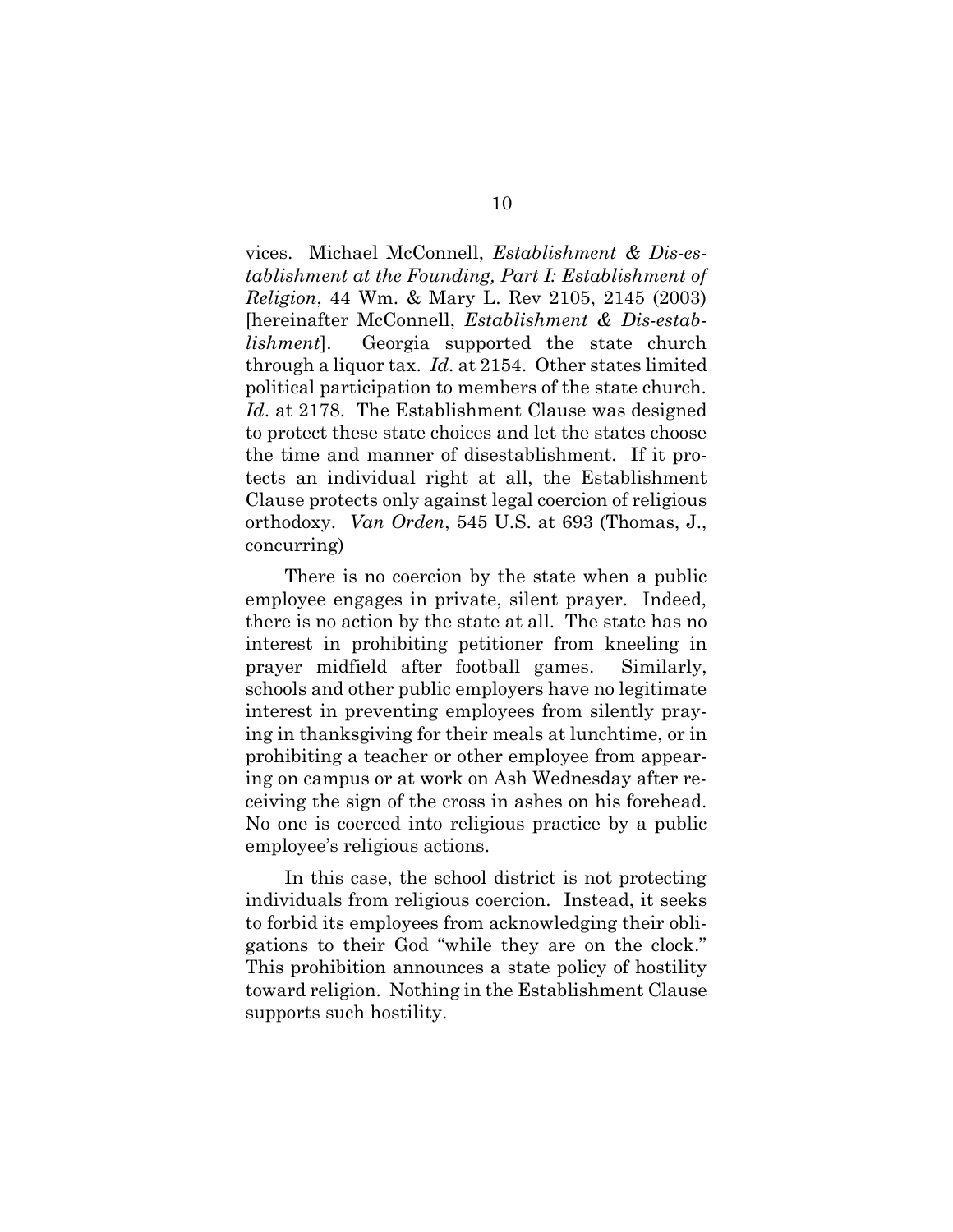vices. Michael McConnell, *Establishment & Dis-establishment at the Founding, Part I: Establishment of Religion*, 44 Wm. & Mary L. Rev 2105, 2145 (2003) [hereinafter McConnell, *Establishment & Dis-establishment*]. Georgia supported the state church through a liquor tax. *Id*. at 2154. Other states limited political participation to members of the state church. *Id*. at 2178. The Establishment Clause was designed to protect these state choices and let the states choose the time and manner of disestablishment. If it protects an individual right at all, the Establishment Clause protects only against legal coercion of religious orthodoxy. *Van Orden*, 545 U.S. at 693 (Thomas, J., concurring)

There is no coercion by the state when a public employee engages in private, silent prayer. Indeed, there is no action by the state at all. The state has no interest in prohibiting petitioner from kneeling in prayer midfield after football games. Similarly, schools and other public employers have no legitimate interest in preventing employees from silently praying in thanksgiving for their meals at lunchtime, or in prohibiting a teacher or other employee from appearing on campus or at work on Ash Wednesday after receiving the sign of the cross in ashes on his forehead. No one is coerced into religious practice by a public employee's religious actions.

In this case, the school district is not protecting individuals from religious coercion. Instead, it seeks to forbid its employees from acknowledging their obligations to their God "while they are on the clock." This prohibition announces a state policy of hostility toward religion. Nothing in the Establishment Clause supports such hostility.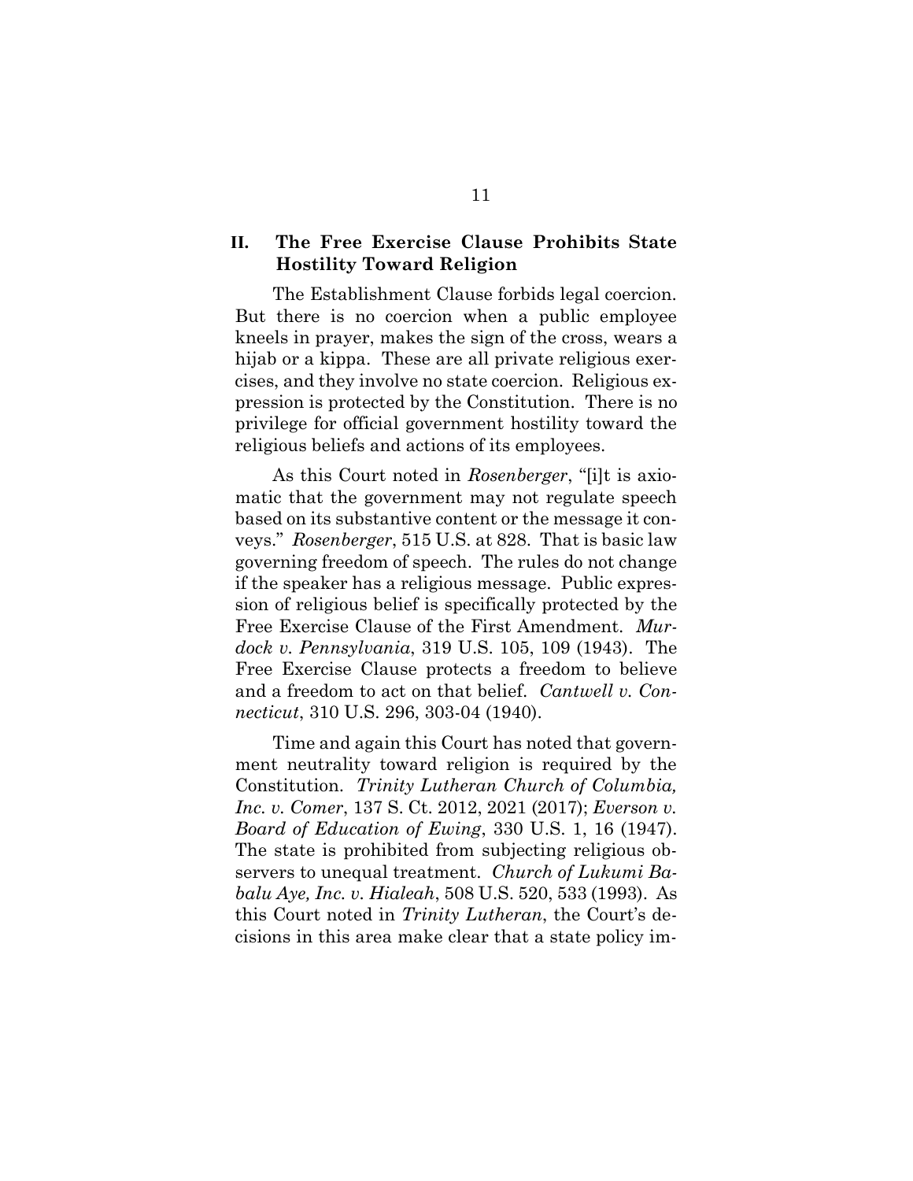## II. The Free Exercise Clause Prohibits State Hostility Toward Religion

The Establishment Clause forbids legal coercion. But there is no coercion when a public employee kneels in prayer, makes the sign of the cross, wears a hijab or a kippa. These are all private religious exercises, and they involve no state coercion. Religious expression is protected by the Constitution. There is no privilege for official government hostility toward the religious beliefs and actions of its employees.

As this Court noted in *Rosenberger*, "[i]t is axiomatic that the government may not regulate speech based on its substantive content or the message it conveys." *Rosenberger*, 515 U.S. at 828. That is basic law governing freedom of speech. The rules do not change if the speaker has a religious message. Public expression of religious belief is specifically protected by the Free Exercise Clause of the First Amendment. *Murdock v. Pennsylvania*, 319 U.S. 105, 109 (1943). The Free Exercise Clause protects a freedom to believe and a freedom to act on that belief. *Cantwell v. Connecticut*, 310 U.S. 296, 303-04 (1940).

Time and again this Court has noted that government neutrality toward religion is required by the Constitution. *Trinity Lutheran Church of Columbia, Inc. v. Comer*, 137 S. Ct. 2012, 2021 (2017); *Everson v. Board of Education of Ewing*, 330 U.S. 1, 16 (1947). The state is prohibited from subjecting religious observers to unequal treatment. *Church of Lukumi Babalu Aye, Inc. v. Hialeah*, 508 U.S. 520, 533 (1993). As this Court noted in *Trinity Lutheran*, the Court's decisions in this area make clear that a state policy im-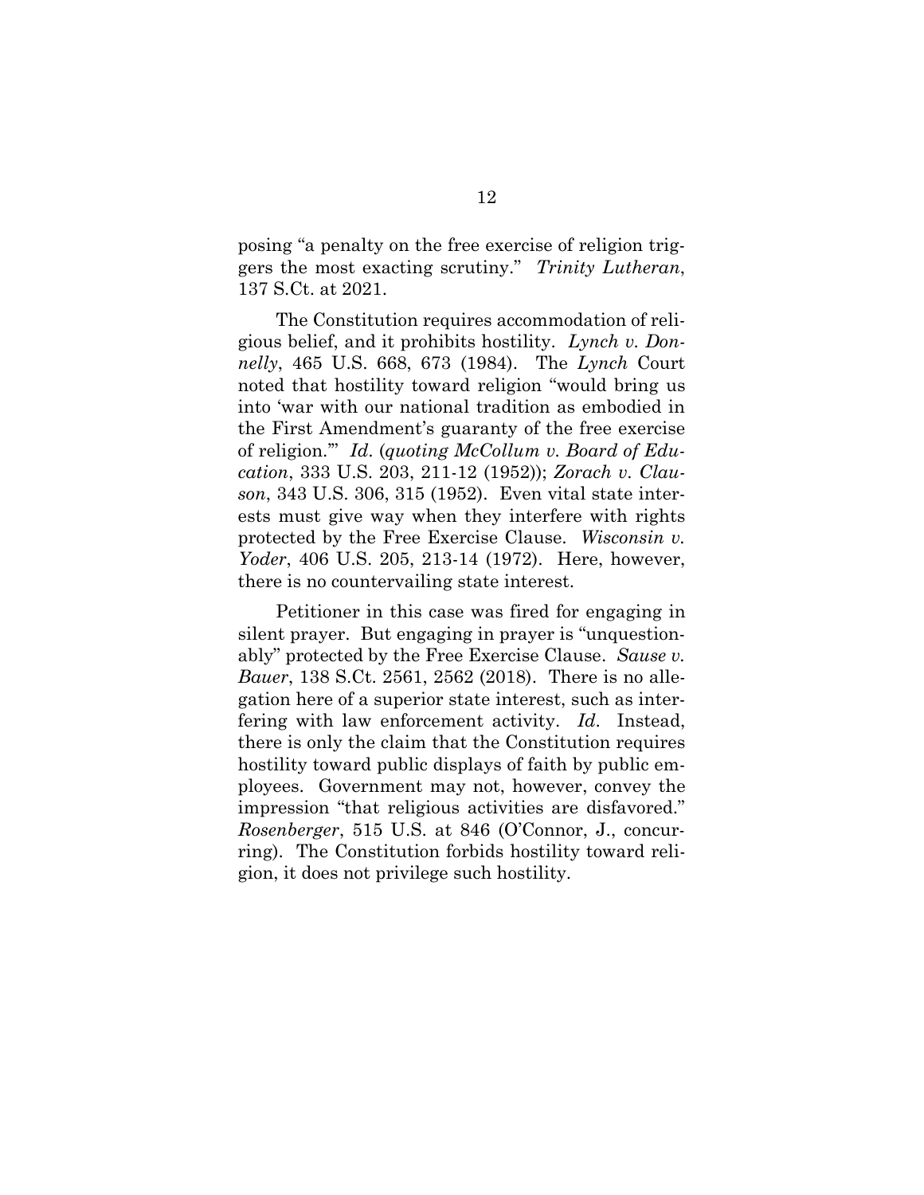posing "a penalty on the free exercise of religion triggers the most exacting scrutiny." *Trinity Lutheran*, 137 S.Ct. at 2021.

The Constitution requires accommodation of religious belief, and it prohibits hostility. *Lynch v. Donnelly*, 465 U.S. 668, 673 (1984). The *Lynch* Court noted that hostility toward religion "would bring us into 'war with our national tradition as embodied in the First Amendment's guaranty of the free exercise of religion.'" *Id.* (*quoting McCollum v. Board of Education*, 333 U.S. 203, 211-12 (1952)); *Zorach v. Clauson*, 343 U.S. 306, 315 (1952). Even vital state interests must give way when they interfere with rights protected by the Free Exercise Clause. *Wisconsin v. Yoder*, 406 U.S. 205, 213-14 (1972). Here, however, there is no countervailing state interest.

Petitioner in this case was fired for engaging in silent prayer. But engaging in prayer is "unquestionably" protected by the Free Exercise Clause. *Sause v. Bauer*, 138 S.Ct. 2561, 2562 (2018). There is no allegation here of a superior state interest, such as interfering with law enforcement activity. *Id.* Instead, there is only the claim that the Constitution requires hostility toward public displays of faith by public employees. Government may not, however, convey the impression "that religious activities are disfavored." *Rosenberger*, 515 U.S. at 846 (O'Connor, J., concurring). The Constitution forbids hostility toward religion, it does not privilege such hostility.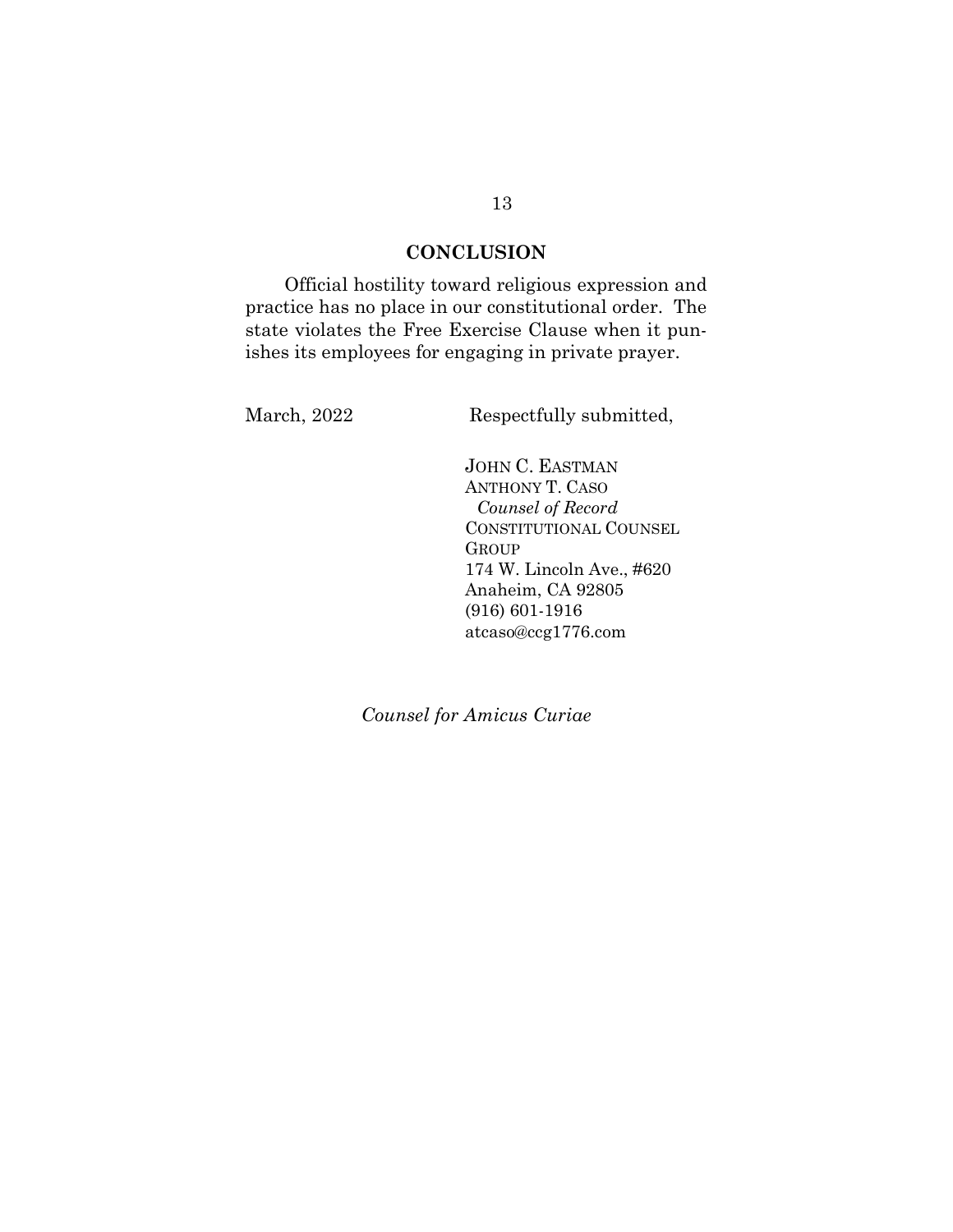## CONCLUSION

Official hostility toward religious expression and practice has no place in our constitutional order. The state violates the Free Exercise Clause when it punishes its employees for engaging in private prayer.

March, 2022

Respectfully submitted,

JOHN C. EASTMAN  
ANTHONY T. CASO  
*Counsel of Record*  
CONSTITUTIONAL COUNSEL GROUP  
174 W. Lincoln Ave., #620  
Anaheim, CA 92805  
(916) 601-1916  
atcaso@ccg1776.com

*Counsel for Amicus Curiae*